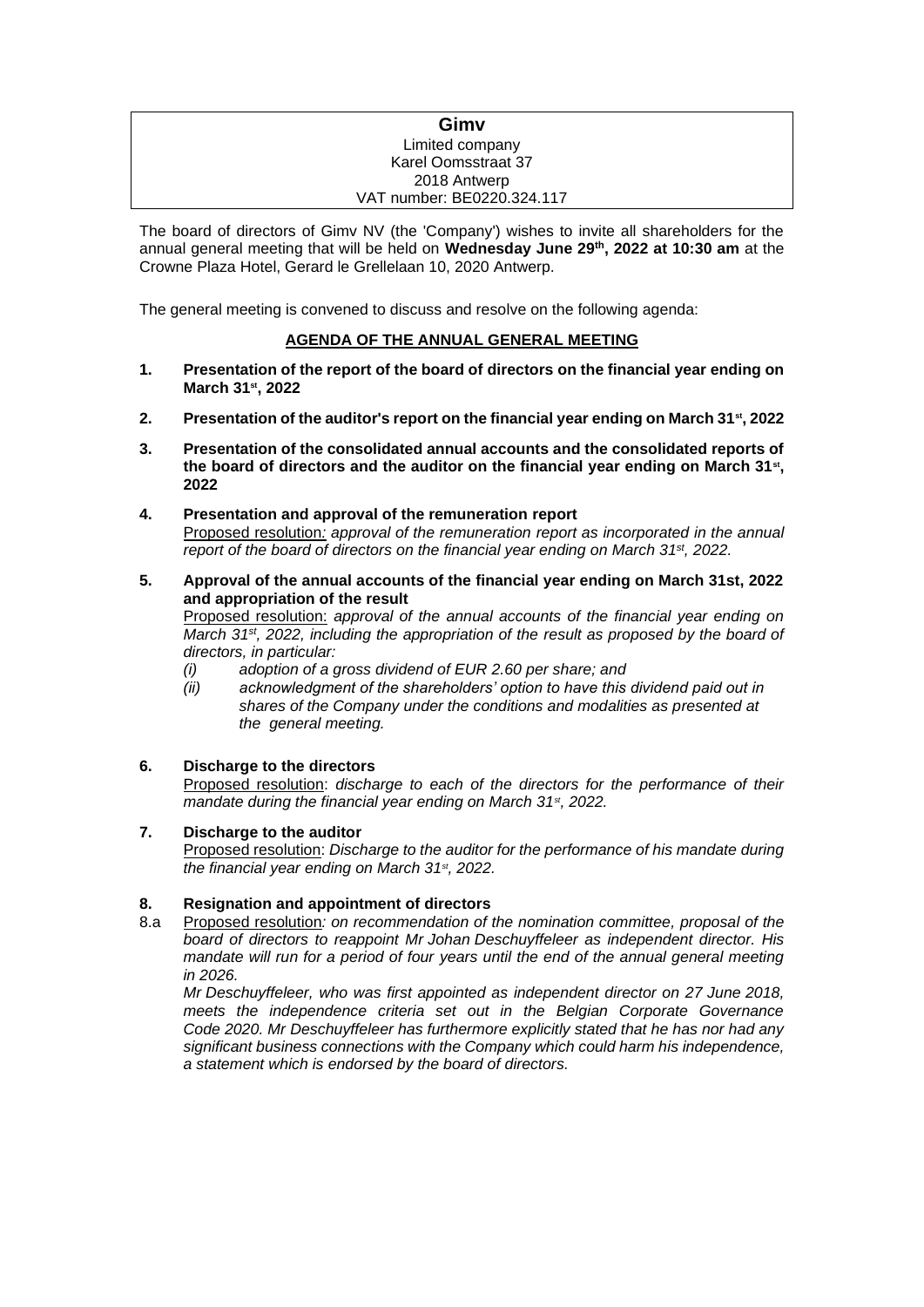**Gimv**
Limited company
Karel Oomsstraat 37
2018 Antwerp
VAT number: BE0220.324.117

The board of directors of Gimv NV (the 'Company') wishes to invite all shareholders for the annual general meeting that will be held on **Wednesday June 29th, 2022 at 10:30 am** at the Crowne Plaza Hotel, Gerard le Grellelaan 10, 2020 Antwerp.

The general meeting is convened to discuss and resolve on the following agenda:

## AGENDA OF THE ANNUAL GENERAL MEETING

**1. Presentation of the report of the board of directors on the financial year ending on March 31st, 2022**

**2. Presentation of the auditor's report on the financial year ending on March 31st, 2022**

**3. Presentation of the consolidated annual accounts and the consolidated reports of the board of directors and the auditor on the financial year ending on March 31st, 2022**

**4. Presentation and approval of the remuneration report**

Proposed resolution*: approval of the remuneration report as incorporated in the annual report of the board of directors on the financial year ending on March 31st, 2022.*

**5. Approval of the annual accounts of the financial year ending on March 31st, 2022 and appropriation of the result**

Proposed resolution: *approval of the annual accounts of the financial year ending on March 31st, 2022, including the appropriation of the result as proposed by the board of directors, in particular:*

*(i) adoption of a gross dividend of EUR 2.60 per share; and*

*(ii) acknowledgment of the shareholders' option to have this dividend paid out in shares of the Company under the conditions and modalities as presented at the general meeting.*

**6. Discharge to the directors**

Proposed resolution: *discharge to each of the directors for the performance of their mandate during the financial year ending on March 31st, 2022.*

**7. Discharge to the auditor**

Proposed resolution: *Discharge to the auditor for the performance of his mandate during the financial year ending on March 31st, 2022.*

**8. Resignation and appointment of directors**

8.a Proposed resolution*: on recommendation of the nomination committee, proposal of the board of directors to reappoint Mr Johan Deschuyffeleer as independent director. His mandate will run for a period of four years until the end of the annual general meeting in 2026.*

*Mr Deschuyffeleer, who was first appointed as independent director on 27 June 2018, meets the independence criteria set out in the Belgian Corporate Governance Code 2020. Mr Deschuyffeleer has furthermore explicitly stated that he has nor had any significant business connections with the Company which could harm his independence, a statement which is endorsed by the board of directors.*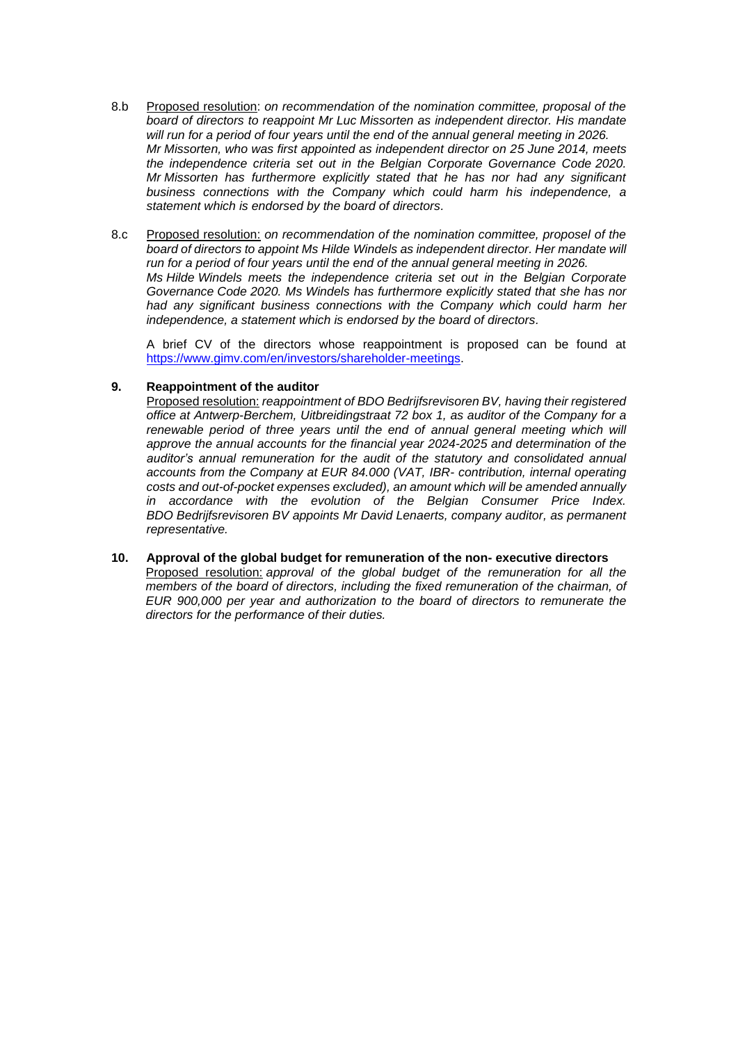8.b Underlined "Proposed resolution": *on recommendation of the nomination committee, proposal of the board of directors to reappoint Mr Luc Missorten as independent director. His mandate will run for a period of four years until the end of the annual general meeting in 2026. Mr Missorten, who was first appointed as independent director on 25 June 2014, meets the independence criteria set out in the Belgian Corporate Governance Code 2020. Mr Missorten has furthermore explicitly stated that he has nor had any significant business connections with the Company which could harm his independence, a statement which is endorsed by the board of directors.*

8.c Underlined "Proposed resolution:" *on recommendation of the nomination committee, proposel of the board of directors to appoint Ms Hilde Windels as independent director. Her mandate will run for a period of four years until the end of the annual general meeting in 2026. Ms Hilde Windels meets the independence criteria set out in the Belgian Corporate Governance Code 2020. Ms Windels has furthermore explicitly stated that she has nor had any significant business connections with the Company which could harm her independence, a statement which is endorsed by the board of directors.*

A brief CV of the directors whose reappointment is proposed can be found at https://www.gimv.com/en/investors/shareholder-meetings.

**9. Reappointment of the auditor**

Proposed resolution: *reappointment of BDO Bedrijfsrevisoren BV, having their registered office at Antwerp-Berchem, Uitbreidingstraat 72 box 1, as auditor of the Company for a renewable period of three years until the end of annual general meeting which will approve the annual accounts for the financial year 2024-2025 and determination of the auditor's annual remuneration for the audit of the statutory and consolidated annual accounts from the Company at EUR 84.000 (VAT, IBR- contribution, internal operating costs and out-of-pocket expenses excluded), an amount which will be amended annually in accordance with the evolution of the Belgian Consumer Price Index. BDO Bedrijfsrevisoren BV appoints Mr David Lenaerts, company auditor, as permanent representative.*

**10. Approval of the global budget for remuneration of the non- executive directors**

Proposed resolution: *approval of the global budget of the remuneration for all the members of the board of directors, including the fixed remuneration of the chairman, of EUR 900,000 per year and authorization to the board of directors to remunerate the directors for the performance of their duties.*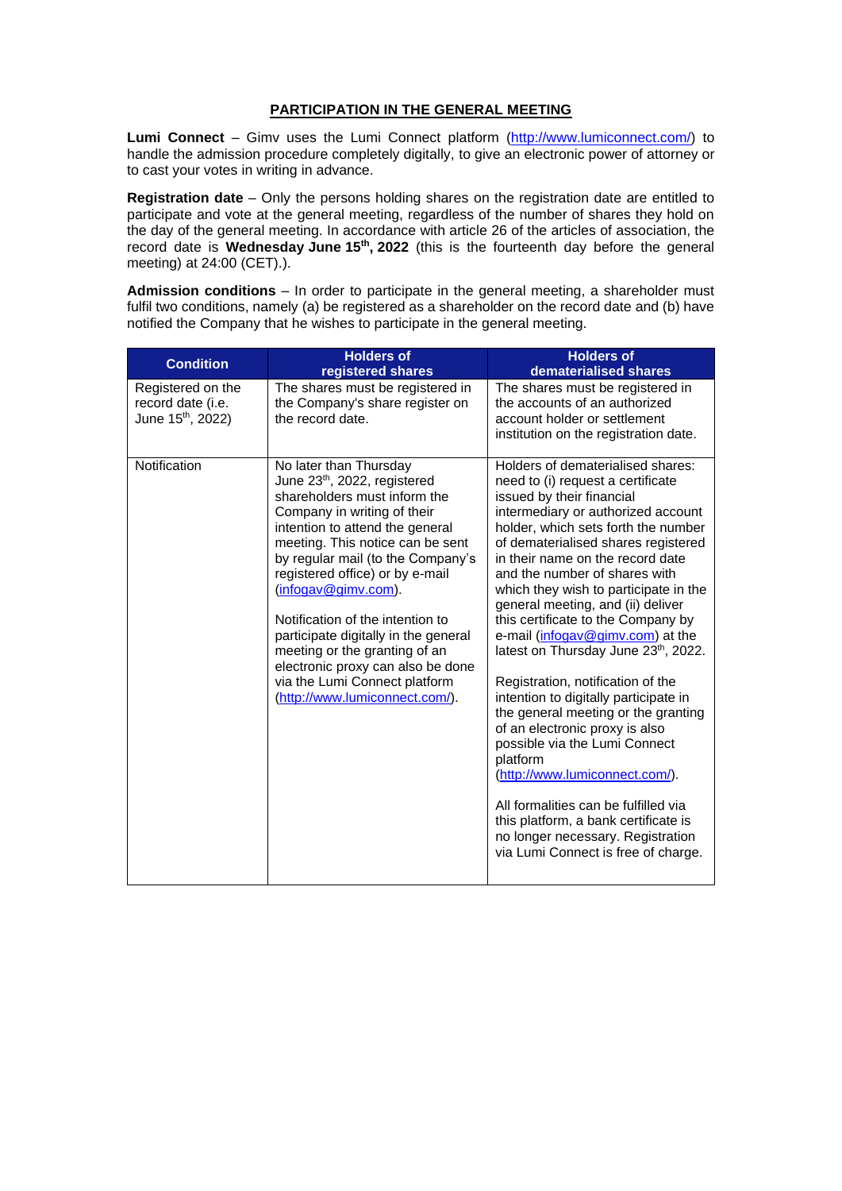## PARTICIPATION IN THE GENERAL MEETING

**Lumi Connect** – Gimv uses the Lumi Connect platform (http://www.lumiconnect.com/) to handle the admission procedure completely digitally, to give an electronic power of attorney or to cast your votes in writing in advance.

**Registration date** – Only the persons holding shares on the registration date are entitled to participate and vote at the general meeting, regardless of the number of shares they hold on the day of the general meeting. In accordance with article 26 of the articles of association, the record date is **Wednesday June 15th, 2022** (this is the fourteenth day before the general meeting) at 24:00 (CET).).

**Admission conditions** – In order to participate in the general meeting, a shareholder must fulfil two conditions, namely (a) be registered as a shareholder on the record date and (b) have notified the Company that he wishes to participate in the general meeting.

| Condition | Holders of registered shares | Holders of dematerialised shares |
|---|---|---|
| Registered on the record date (i.e. June 15th, 2022) | The shares must be registered in the Company's share register on the record date. | The shares must be registered in the accounts of an authorized account holder or settlement institution on the registration date. |
| Notification | No later than Thursday June 23th, 2022, registered shareholders must inform the Company in writing of their intention to attend the general meeting. This notice can be sent by regular mail (to the Company's registered office) or by e-mail (infogav@gimv.com).<br><br>Notification of the intention to participate digitally in the general meeting or the granting of an electronic proxy can also be done via the Lumi Connect platform (http://www.lumiconnect.com/). | Holders of dematerialised shares: need to (i) request a certificate issued by their financial intermediary or authorized account holder, which sets forth the number of dematerialised shares registered in their name on the record date and the number of shares with which they wish to participate in the general meeting, and (ii) deliver this certificate to the Company by e-mail (infogav@gimv.com) at the latest on Thursday June 23th, 2022.<br><br>Registration, notification of the intention to digitally participate in the general meeting or the granting of an electronic proxy is also possible via the Lumi Connect platform (http://www.lumiconnect.com/).<br><br>All formalities can be fulfilled via this platform, a bank certificate is no longer necessary. Registration via Lumi Connect is free of charge. |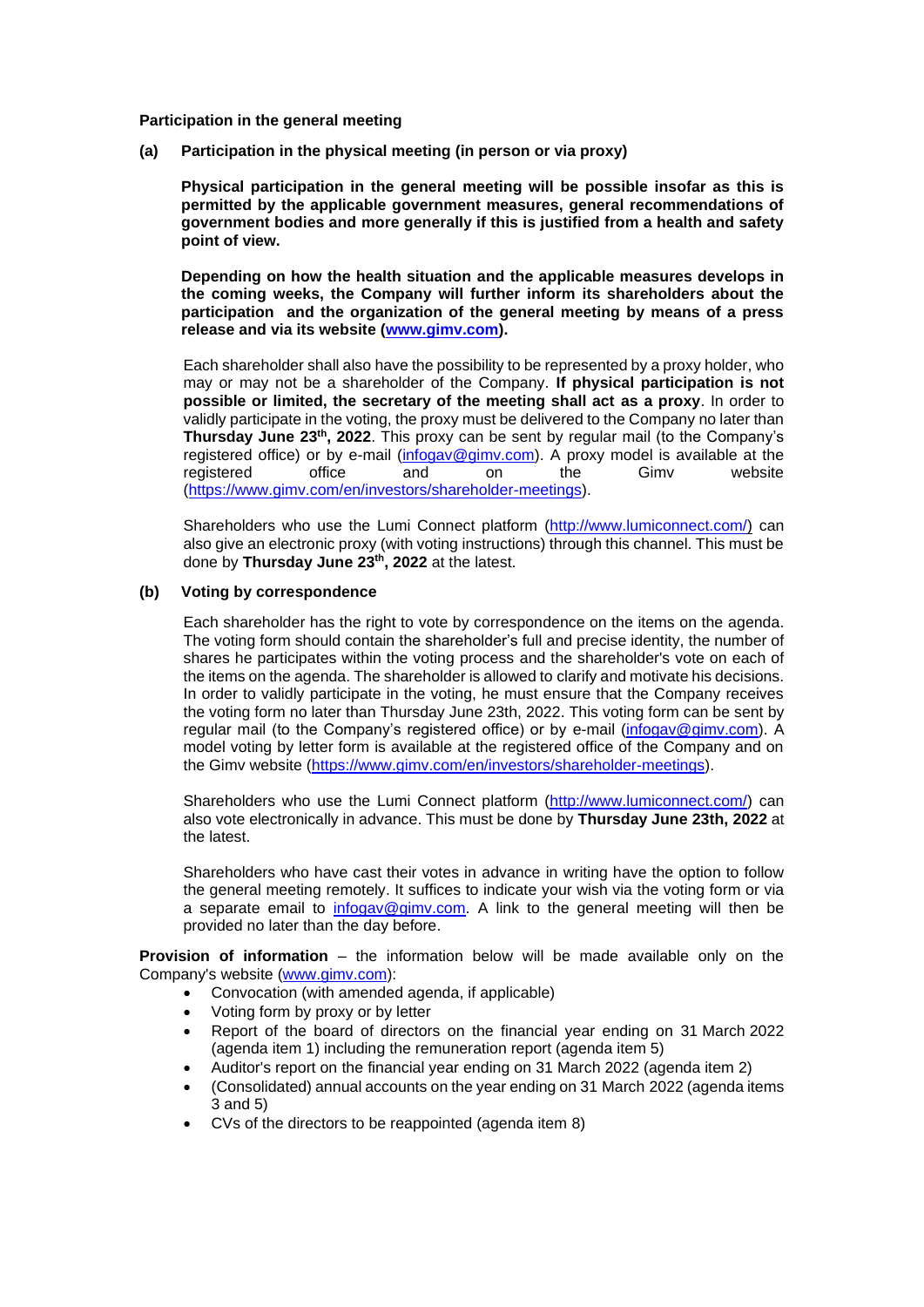**Participation in the general meeting**

**(a) Participation in the physical meeting (in person or via proxy)**

**Physical participation in the general meeting will be possible insofar as this is permitted by the applicable government measures, general recommendations of government bodies and more generally if this is justified from a health and safety point of view.**

**Depending on how the health situation and the applicable measures develops in the coming weeks, the Company will further inform its shareholders about the participation and the organization of the general meeting by means of a press release and via its website (www.gimv.com).**

Each shareholder shall also have the possibility to be represented by a proxy holder, who may or may not be a shareholder of the Company. **If physical participation is not possible or limited, the secretary of the meeting shall act as a proxy**. In order to validly participate in the voting, the proxy must be delivered to the Company no later than **Thursday June 23th, 2022**. This proxy can be sent by regular mail (to the Company's registered office) or by e-mail (infogav@gimv.com). A proxy model is available at the registered office and on the Gimv website (https://www.gimv.com/en/investors/shareholder-meetings).

Shareholders who use the Lumi Connect platform (http://www.lumiconnect.com/) can also give an electronic proxy (with voting instructions) through this channel. This must be done by **Thursday June 23th, 2022** at the latest.

**(b) Voting by correspondence**

Each shareholder has the right to vote by correspondence on the items on the agenda. The voting form should contain the shareholder's full and precise identity, the number of shares he participates within the voting process and the shareholder's vote on each of the items on the agenda. The shareholder is allowed to clarify and motivate his decisions. In order to validly participate in the voting, he must ensure that the Company receives the voting form no later than Thursday June 23th, 2022. This voting form can be sent by regular mail (to the Company's registered office) or by e-mail (infogav@gimv.com). A model voting by letter form is available at the registered office of the Company and on the Gimv website (https://www.gimv.com/en/investors/shareholder-meetings).

Shareholders who use the Lumi Connect platform (http://www.lumiconnect.com/) can also vote electronically in advance. This must be done by **Thursday June 23th, 2022** at the latest.

Shareholders who have cast their votes in advance in writing have the option to follow the general meeting remotely. It suffices to indicate your wish via the voting form or via a separate email to infogav@gimv.com. A link to the general meeting will then be provided no later than the day before.

**Provision of information** – the information below will be made available only on the Company's website (www.gimv.com):

- Convocation (with amended agenda, if applicable)
- Voting form by proxy or by letter
- Report of the board of directors on the financial year ending on 31 March 2022 (agenda item 1) including the remuneration report (agenda item 5)
- Auditor's report on the financial year ending on 31 March 2022 (agenda item 2)
- (Consolidated) annual accounts on the year ending on 31 March 2022 (agenda items 3 and 5)
- CVs of the directors to be reappointed (agenda item 8)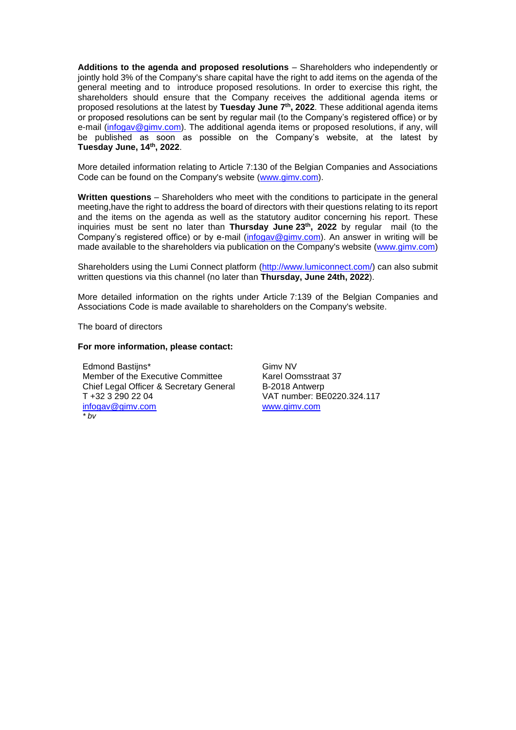**Additions to the agenda and proposed resolutions** – Shareholders who independently or jointly hold 3% of the Company's share capital have the right to add items on the agenda of the general meeting and to introduce proposed resolutions. In order to exercise this right, the shareholders should ensure that the Company receives the additional agenda items or proposed resolutions at the latest by **Tuesday June 7th, 2022**. These additional agenda items or proposed resolutions can be sent by regular mail (to the Company's registered office) or by e-mail (infogav@gimv.com). The additional agenda items or proposed resolutions, if any, will be published as soon as possible on the Company's website, at the latest by **Tuesday June, 14th, 2022**.

More detailed information relating to Article 7:130 of the Belgian Companies and Associations Code can be found on the Company's website (www.gimv.com).

**Written questions** – Shareholders who meet with the conditions to participate in the general meeting,have the right to address the board of directors with their questions relating to its report and the items on the agenda as well as the statutory auditor concerning his report. These inquiries must be sent no later than **Thursday June 23th, 2022** by regular mail (to the Company's registered office) or by e-mail (infogav@gimv.com). An answer in writing will be made available to the shareholders via publication on the Company's website (www.gimv.com)

Shareholders using the Lumi Connect platform (http://www.lumiconnect.com/) can also submit written questions via this channel (no later than **Thursday, June 24th, 2022**).

More detailed information on the rights under Article 7:139 of the Belgian Companies and Associations Code is made available to shareholders on the Company's website.

The board of directors

**For more information, please contact:**

Edmond Bastijns*
Member of the Executive Committee
Chief Legal Officer & Secretary General
T +32 3 290 22 04
infogav@gimv.com
*\* bv*

Gimv NV
Karel Oomsstraat 37
B-2018 Antwerp
VAT number: BE0220.324.117
www.gimv.com